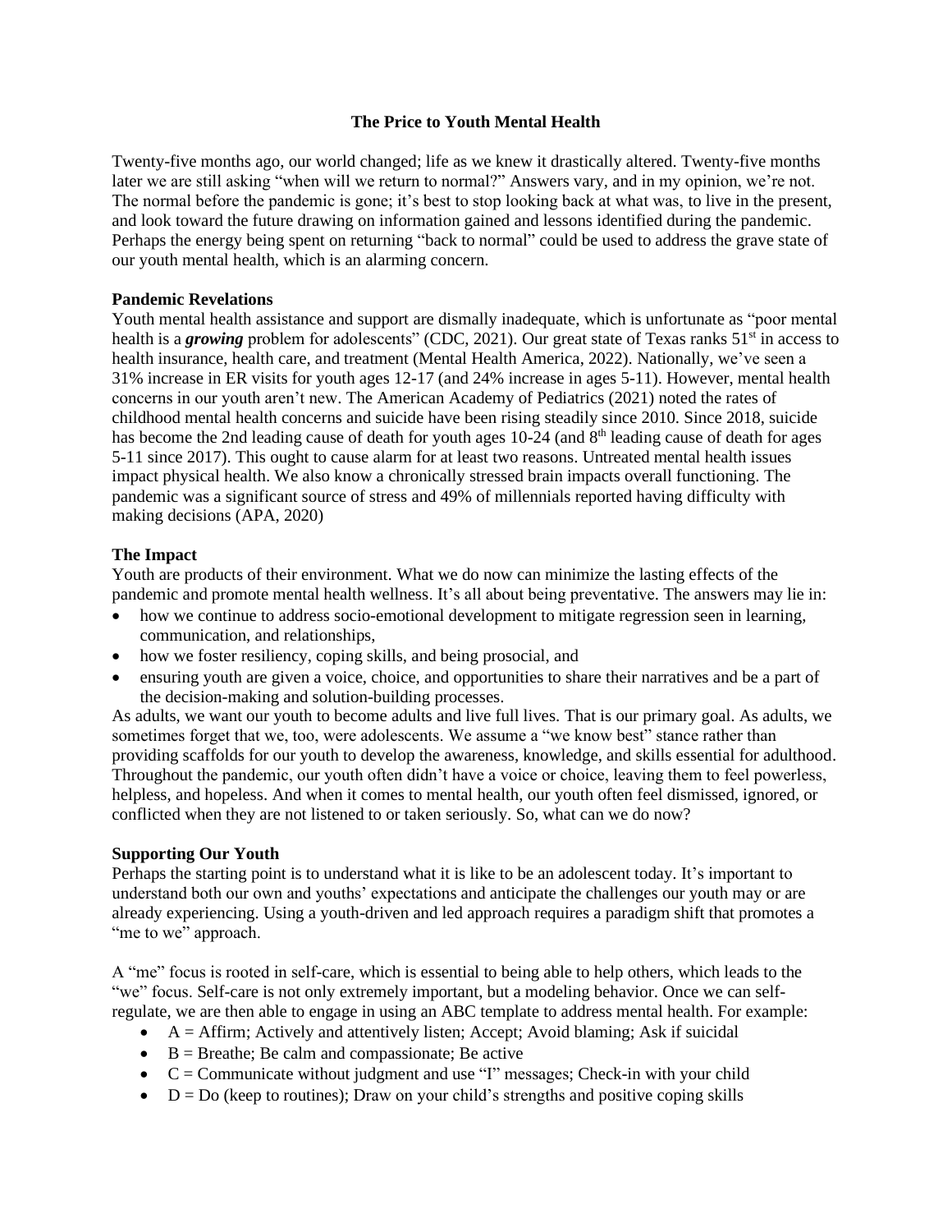# The Price to Youth Mental Health

Twenty-five months ago, our world changed; life as we knew it drastically altered. Twenty-five months later we are still asking "when will we return to normal?" Answers vary, and in my opinion, we're not. The normal before the pandemic is gone; it's best to stop looking back at what was, to live in the present, and look toward the future drawing on information gained and lessons identified during the pandemic. Perhaps the energy being spent on returning "back to normal" could be used to address the grave state of our youth mental health, which is an alarming concern.

## Pandemic Revelations

Youth mental health assistance and support are dismally inadequate, which is unfortunate as "poor mental health is a ***growing*** problem for adolescents" (CDC, 2021). Our great state of Texas ranks 51st in access to health insurance, health care, and treatment (Mental Health America, 2022). Nationally, we've seen a 31% increase in ER visits for youth ages 12-17 (and 24% increase in ages 5-11). However, mental health concerns in our youth aren't new. The American Academy of Pediatrics (2021) noted the rates of childhood mental health concerns and suicide have been rising steadily since 2010. Since 2018, suicide has become the 2nd leading cause of death for youth ages 10-24 (and 8th leading cause of death for ages 5-11 since 2017). This ought to cause alarm for at least two reasons. Untreated mental health issues impact physical health. We also know a chronically stressed brain impacts overall functioning. The pandemic was a significant source of stress and 49% of millennials reported having difficulty with making decisions (APA, 2020)

## The Impact

Youth are products of their environment. What we do now can minimize the lasting effects of the pandemic and promote mental health wellness. It's all about being preventative. The answers may lie in:

- how we continue to address socio-emotional development to mitigate regression seen in learning, communication, and relationships,
- how we foster resiliency, coping skills, and being prosocial, and
- ensuring youth are given a voice, choice, and opportunities to share their narratives and be a part of the decision-making and solution-building processes.

As adults, we want our youth to become adults and live full lives. That is our primary goal. As adults, we sometimes forget that we, too, were adolescents. We assume a "we know best" stance rather than providing scaffolds for our youth to develop the awareness, knowledge, and skills essential for adulthood. Throughout the pandemic, our youth often didn't have a voice or choice, leaving them to feel powerless, helpless, and hopeless. And when it comes to mental health, our youth often feel dismissed, ignored, or conflicted when they are not listened to or taken seriously. So, what can we do now?

## Supporting Our Youth

Perhaps the starting point is to understand what it is like to be an adolescent today. It's important to understand both our own and youths' expectations and anticipate the challenges our youth may or are already experiencing. Using a youth-driven and led approach requires a paradigm shift that promotes a "me to we" approach.

A "me" focus is rooted in self-care, which is essential to being able to help others, which leads to the "we" focus. Self-care is not only extremely important, but a modeling behavior. Once we can self-regulate, we are then able to engage in using an ABC template to address mental health. For example:

- A = Affirm; Actively and attentively listen; Accept; Avoid blaming; Ask if suicidal
- B = Breathe; Be calm and compassionate; Be active
- C = Communicate without judgment and use "I" messages; Check-in with your child
- D = Do (keep to routines); Draw on your child's strengths and positive coping skills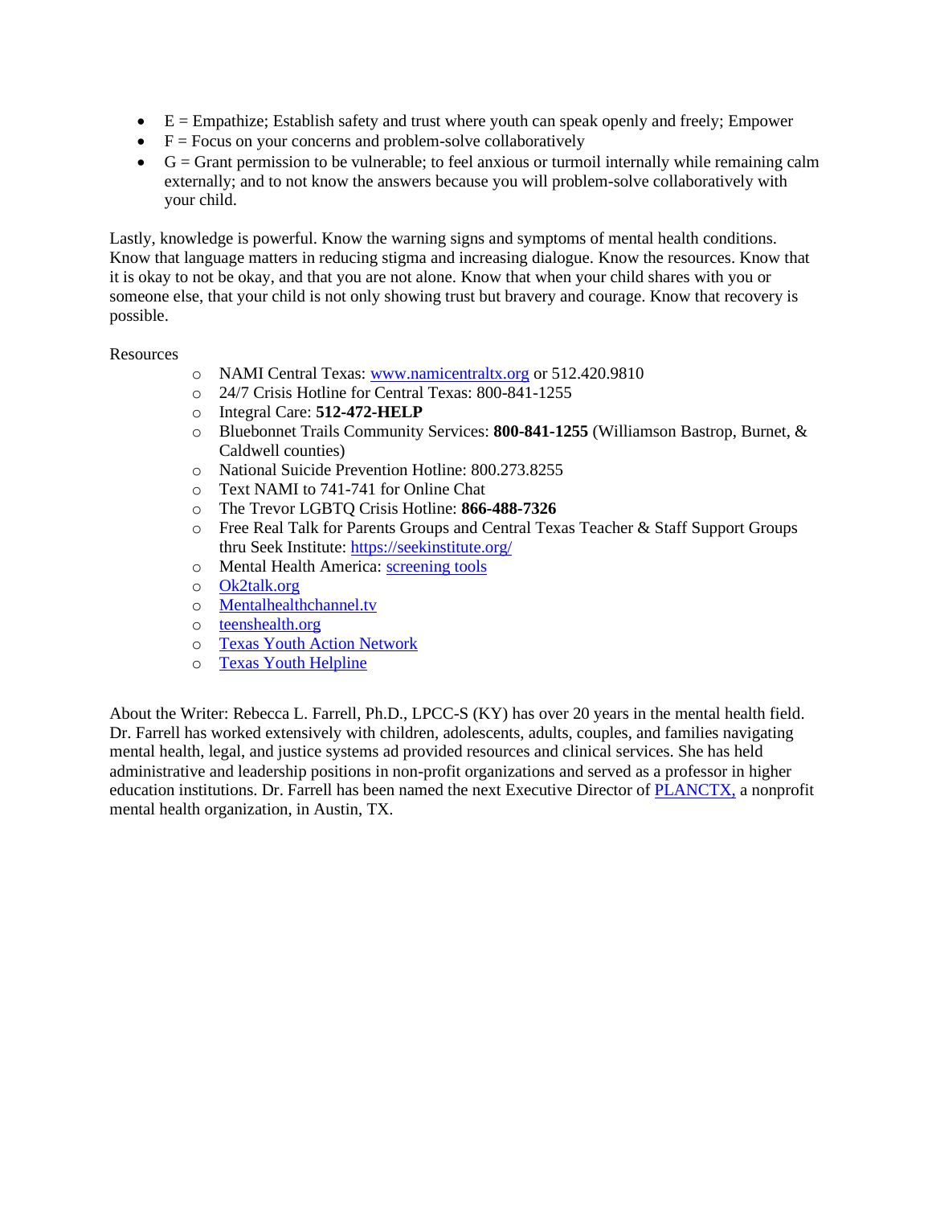- E = Empathize; Establish safety and trust where youth can speak openly and freely; Empower
- F = Focus on your concerns and problem-solve collaboratively
- G = Grant permission to be vulnerable; to feel anxious or turmoil internally while remaining calm externally; and to not know the answers because you will problem-solve collaboratively with your child.

Lastly, knowledge is powerful. Know the warning signs and symptoms of mental health conditions. Know that language matters in reducing stigma and increasing dialogue. Know the resources. Know that it is okay to not be okay, and that you are not alone. Know that when your child shares with you or someone else, that your child is not only showing trust but bravery and courage. Know that recovery is possible.

Resources

- NAMI Central Texas: www.namicentraltx.org or 512.420.9810
- 24/7 Crisis Hotline for Central Texas: 800-841-1255
- Integral Care: **512-472-HELP**
- Bluebonnet Trails Community Services: **800-841-1255** (Williamson Bastrop, Burnet, & Caldwell counties)
- National Suicide Prevention Hotline: 800.273.8255
- Text NAMI to 741-741 for Online Chat
- The Trevor LGBTQ Crisis Hotline: **866-488-7326**
- Free Real Talk for Parents Groups and Central Texas Teacher & Staff Support Groups thru Seek Institute: https://seekinstitute.org/
- Mental Health America: screening tools
- Ok2talk.org
- Mentalhealthchannel.tv
- teenshealth.org
- Texas Youth Action Network
- Texas Youth Helpline

About the Writer: Rebecca L. Farrell, Ph.D., LPCC-S (KY) has over 20 years in the mental health field. Dr. Farrell has worked extensively with children, adolescents, adults, couples, and families navigating mental health, legal, and justice systems ad provided resources and clinical services. She has held administrative and leadership positions in non-profit organizations and served as a professor in higher education institutions. Dr. Farrell has been named the next Executive Director of PLANCTX, a nonprofit mental health organization, in Austin, TX.